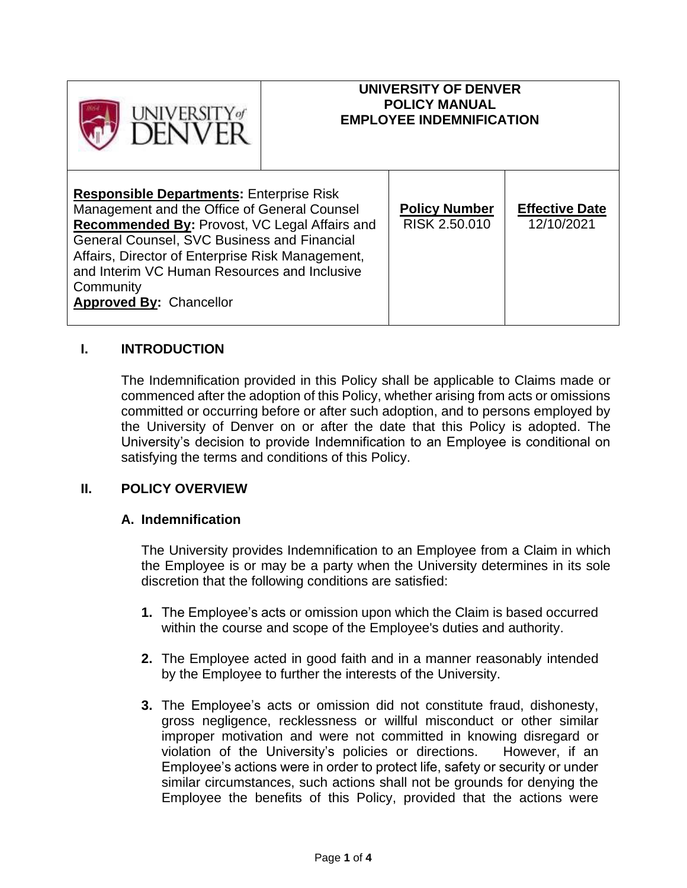| | |
|---|---|
| UNIVERSITY of DENVER | **UNIVERSITY OF DENVER**<br>**POLICY MANUAL**<br>**EMPLOYEE INDEMNIFICATION** |

| | | |
|---|---|---|
| **Responsible Departments:** Enterprise Risk Management and the Office of General Counsel<br>**Recommended By:** Provost, VC Legal Affairs and General Counsel, SVC Business and Financial Affairs, Director of Enterprise Risk Management, and Interim VC Human Resources and Inclusive Community<br>**Approved By:** Chancellor | **Policy Number**<br>RISK 2.50.010 | **Effective Date**<br>12/10/2021 |

## I. INTRODUCTION

The Indemnification provided in this Policy shall be applicable to Claims made or commenced after the adoption of this Policy, whether arising from acts or omissions committed or occurring before or after such adoption, and to persons employed by the University of Denver on or after the date that this Policy is adopted. The University's decision to provide Indemnification to an Employee is conditional on satisfying the terms and conditions of this Policy.

## II. POLICY OVERVIEW

### A. Indemnification

The University provides Indemnification to an Employee from a Claim in which the Employee is or may be a party when the University determines in its sole discretion that the following conditions are satisfied:

1. The Employee's acts or omission upon which the Claim is based occurred within the course and scope of the Employee's duties and authority.

2. The Employee acted in good faith and in a manner reasonably intended by the Employee to further the interests of the University.

3. The Employee's acts or omission did not constitute fraud, dishonesty, gross negligence, recklessness or willful misconduct or other similar improper motivation and were not committed in knowing disregard or violation of the University's policies or directions. However, if an Employee's actions were in order to protect life, safety or security or under similar circumstances, such actions shall not be grounds for denying the Employee the benefits of this Policy, provided that the actions were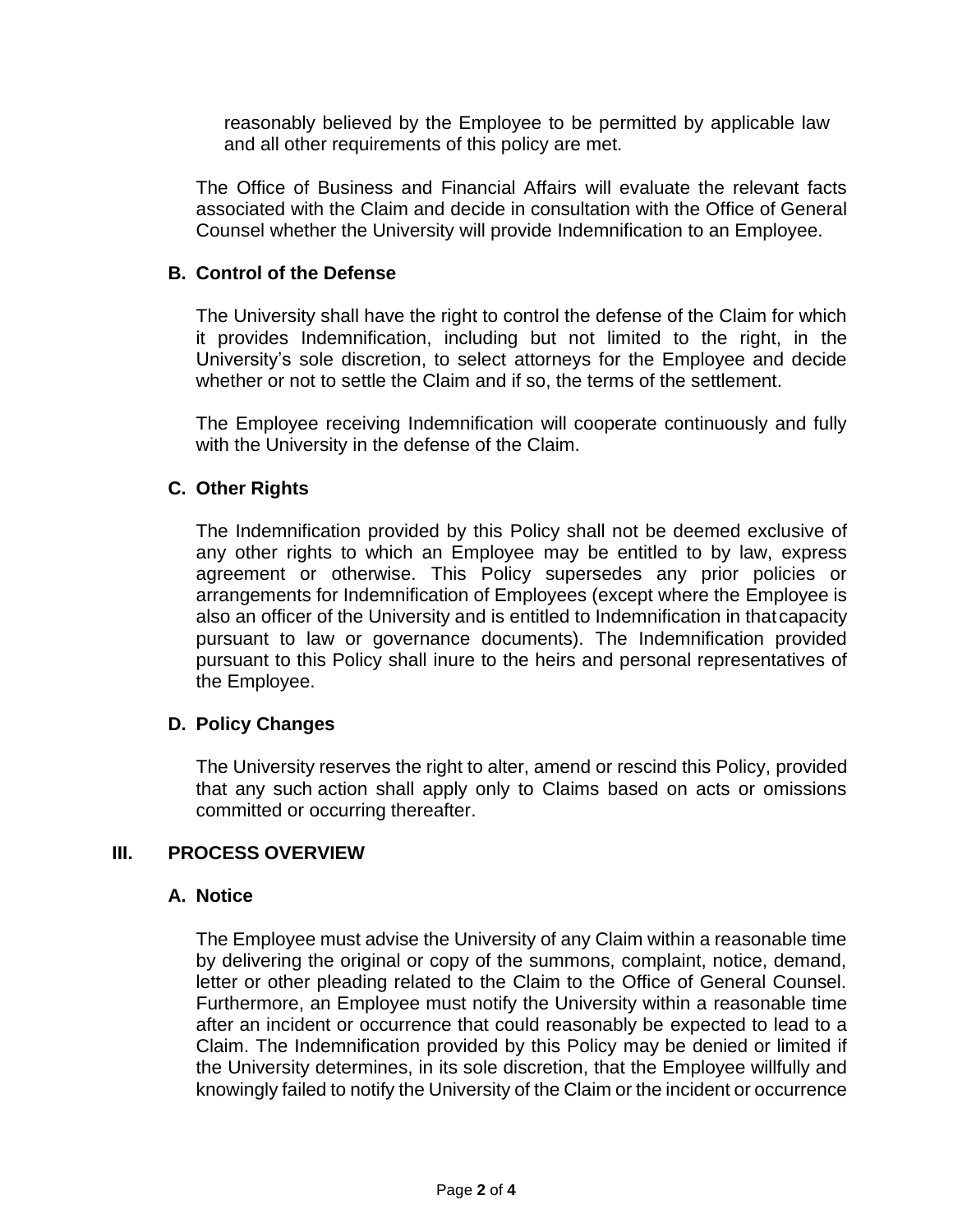reasonably believed by the Employee to be permitted by applicable law and all other requirements of this policy are met.

The Office of Business and Financial Affairs will evaluate the relevant facts associated with the Claim and decide in consultation with the Office of General Counsel whether the University will provide Indemnification to an Employee.

### B. Control of the Defense

The University shall have the right to control the defense of the Claim for which it provides Indemnification, including but not limited to the right, in the University's sole discretion, to select attorneys for the Employee and decide whether or not to settle the Claim and if so, the terms of the settlement.

The Employee receiving Indemnification will cooperate continuously and fully with the University in the defense of the Claim.

### C. Other Rights

The Indemnification provided by this Policy shall not be deemed exclusive of any other rights to which an Employee may be entitled to by law, express agreement or otherwise. This Policy supersedes any prior policies or arrangements for Indemnification of Employees (except where the Employee is also an officer of the University and is entitled to Indemnification in that capacity pursuant to law or governance documents). The Indemnification provided pursuant to this Policy shall inure to the heirs and personal representatives of the Employee.

### D. Policy Changes

The University reserves the right to alter, amend or rescind this Policy, provided that any such action shall apply only to Claims based on acts or omissions committed or occurring thereafter.

## III. PROCESS OVERVIEW

### A. Notice

The Employee must advise the University of any Claim within a reasonable time by delivering the original or copy of the summons, complaint, notice, demand, letter or other pleading related to the Claim to the Office of General Counsel. Furthermore, an Employee must notify the University within a reasonable time after an incident or occurrence that could reasonably be expected to lead to a Claim. The Indemnification provided by this Policy may be denied or limited if the University determines, in its sole discretion, that the Employee willfully and knowingly failed to notify the University of the Claim or the incident or occurrence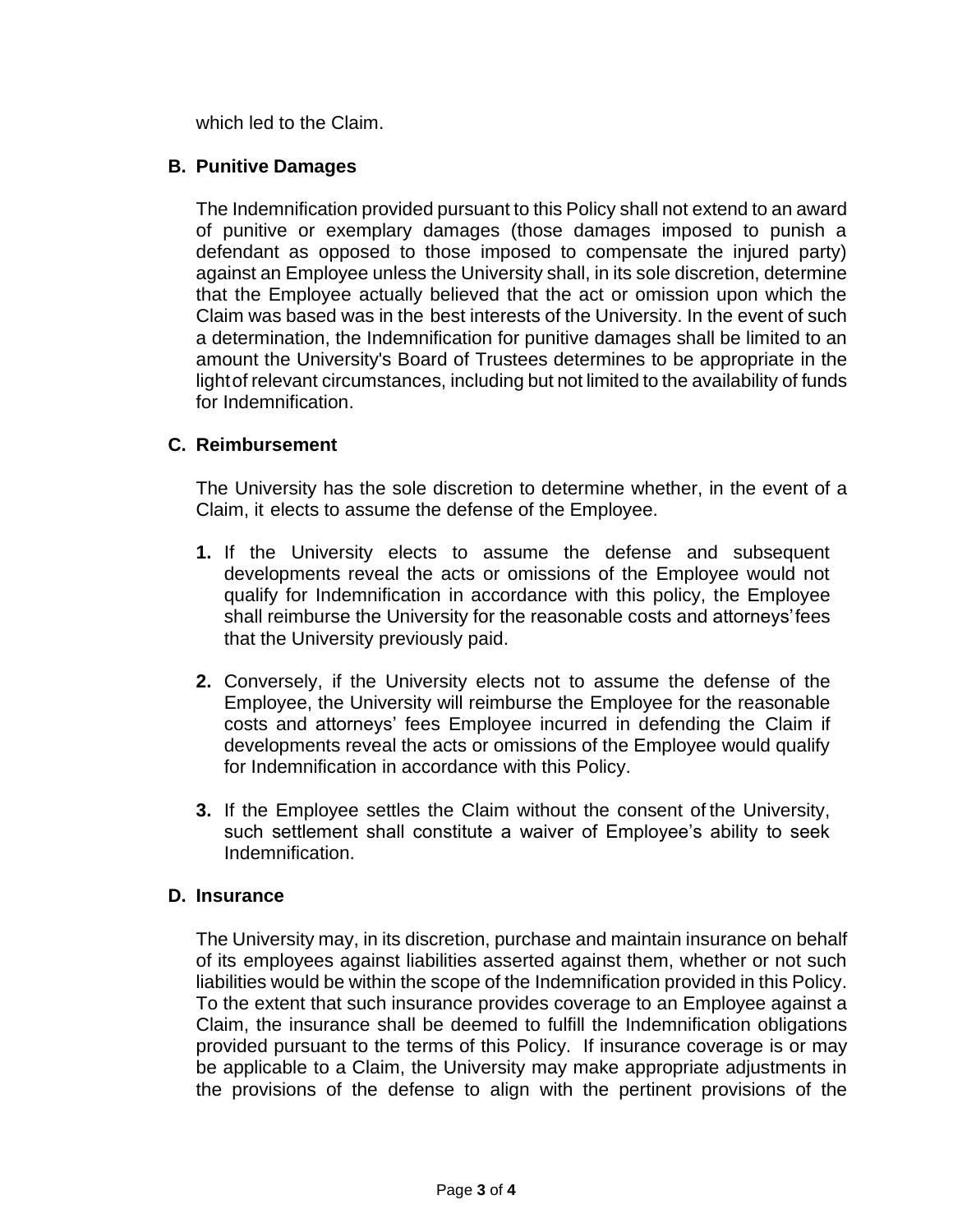which led to the Claim.

### B. Punitive Damages

The Indemnification provided pursuant to this Policy shall not extend to an award of punitive or exemplary damages (those damages imposed to punish a defendant as opposed to those imposed to compensate the injured party) against an Employee unless the University shall, in its sole discretion, determine that the Employee actually believed that the act or omission upon which the Claim was based was in the best interests of the University. In the event of such a determination, the Indemnification for punitive damages shall be limited to an amount the University's Board of Trustees determines to be appropriate in the light of relevant circumstances, including but not limited to the availability of funds for Indemnification.

### C. Reimbursement

The University has the sole discretion to determine whether, in the event of a Claim, it elects to assume the defense of the Employee.

1. If the University elects to assume the defense and subsequent developments reveal the acts or omissions of the Employee would not qualify for Indemnification in accordance with this policy, the Employee shall reimburse the University for the reasonable costs and attorneys' fees that the University previously paid.

2. Conversely, if the University elects not to assume the defense of the Employee, the University will reimburse the Employee for the reasonable costs and attorneys' fees Employee incurred in defending the Claim if developments reveal the acts or omissions of the Employee would qualify for Indemnification in accordance with this Policy.

3. If the Employee settles the Claim without the consent of the University, such settlement shall constitute a waiver of Employee's ability to seek Indemnification.

### D. Insurance

The University may, in its discretion, purchase and maintain insurance on behalf of its employees against liabilities asserted against them, whether or not such liabilities would be within the scope of the Indemnification provided in this Policy. To the extent that such insurance provides coverage to an Employee against a Claim, the insurance shall be deemed to fulfill the Indemnification obligations provided pursuant to the terms of this Policy. If insurance coverage is or may be applicable to a Claim, the University may make appropriate adjustments in the provisions of the defense to align with the pertinent provisions of the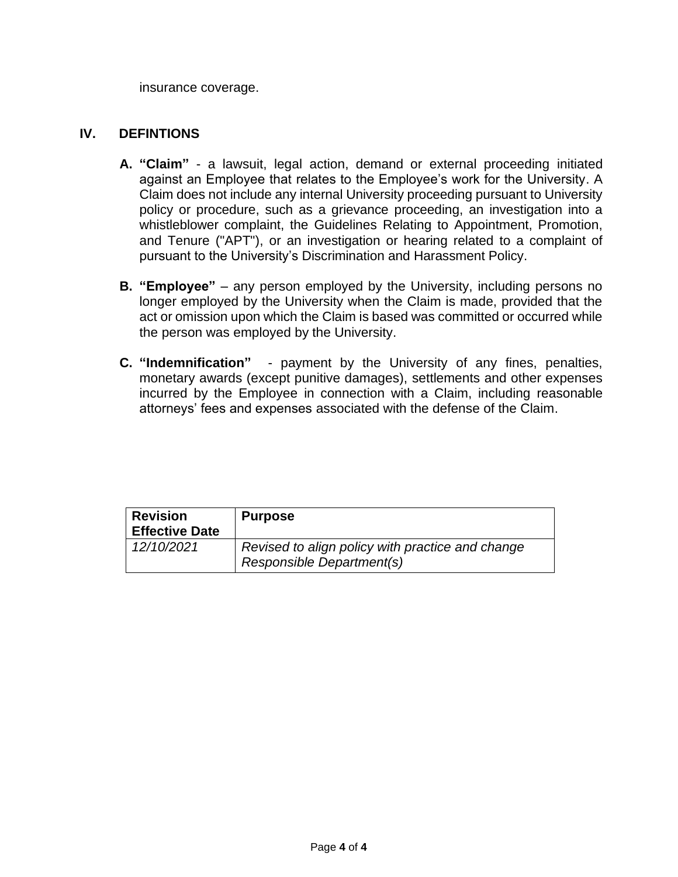insurance coverage.

## IV. DEFINTIONS

**A. "Claim"** - a lawsuit, legal action, demand or external proceeding initiated against an Employee that relates to the Employee's work for the University. A Claim does not include any internal University proceeding pursuant to University policy or procedure, such as a grievance proceeding, an investigation into a whistleblower complaint, the Guidelines Relating to Appointment, Promotion, and Tenure ("APT"), or an investigation or hearing related to a complaint of pursuant to the University's Discrimination and Harassment Policy.

**B. "Employee"** – any person employed by the University, including persons no longer employed by the University when the Claim is made, provided that the act or omission upon which the Claim is based was committed or occurred while the person was employed by the University.

**C. "Indemnification"** - payment by the University of any fines, penalties, monetary awards (except punitive damages), settlements and other expenses incurred by the Employee in connection with a Claim, including reasonable attorneys' fees and expenses associated with the defense of the Claim.

| **Revision Effective Date** | **Purpose** |
| --- | --- |
| *12/10/2021* | *Revised to align policy with practice and change Responsible Department(s)* |